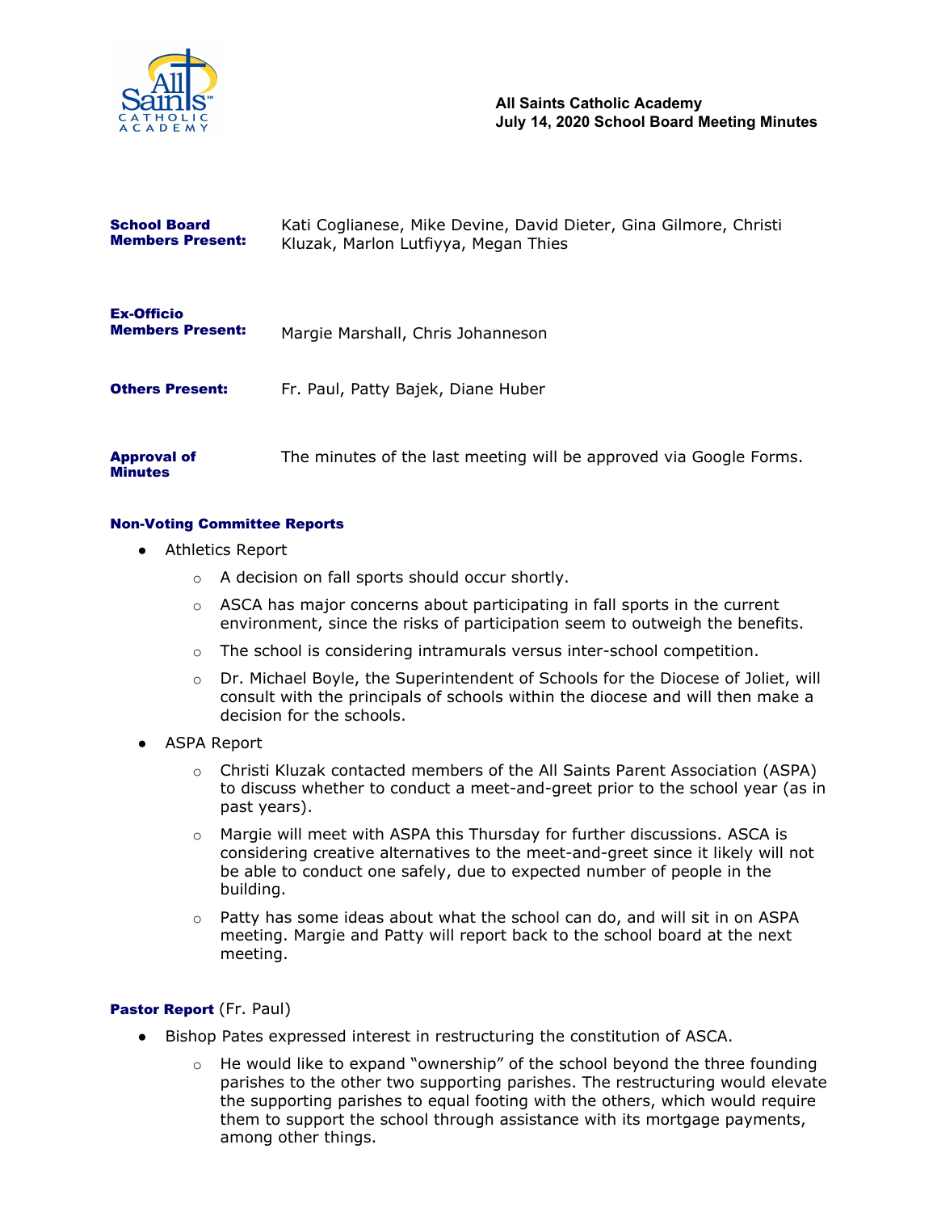**All Saints Catholic Academy**
**July 14, 2020 School Board Meeting Minutes**

**School Board Members Present:** Kati Coglianese, Mike Devine, David Dieter, Gina Gilmore, Christi Kluzak, Marlon Lutfiyya, Megan Thies

**Ex-Officio Members Present:** Margie Marshall, Chris Johanneson

**Others Present:** Fr. Paul, Patty Bajek, Diane Huber

**Approval of Minutes:** The minutes of the last meeting will be approved via Google Forms.

### Non-Voting Committee Reports

- Athletics Report
  - A decision on fall sports should occur shortly.
  - ASCA has major concerns about participating in fall sports in the current environment, since the risks of participation seem to outweigh the benefits.
  - The school is considering intramurals versus inter-school competition.
  - Dr. Michael Boyle, the Superintendent of Schools for the Diocese of Joliet, will consult with the principals of schools within the diocese and will then make a decision for the schools.
- ASPA Report
  - Christi Kluzak contacted members of the All Saints Parent Association (ASPA) to discuss whether to conduct a meet-and-greet prior to the school year (as in past years).
  - Margie will meet with ASPA this Thursday for further discussions. ASCA is considering creative alternatives to the meet-and-greet since it likely will not be able to conduct one safely, due to expected number of people in the building.
  - Patty has some ideas about what the school can do, and will sit in on ASPA meeting. Margie and Patty will report back to the school board at the next meeting.

### Pastor Report (Fr. Paul)

- Bishop Pates expressed interest in restructuring the constitution of ASCA.
  - He would like to expand "ownership" of the school beyond the three founding parishes to the other two supporting parishes. The restructuring would elevate the supporting parishes to equal footing with the others, which would require them to support the school through assistance with its mortgage payments, among other things.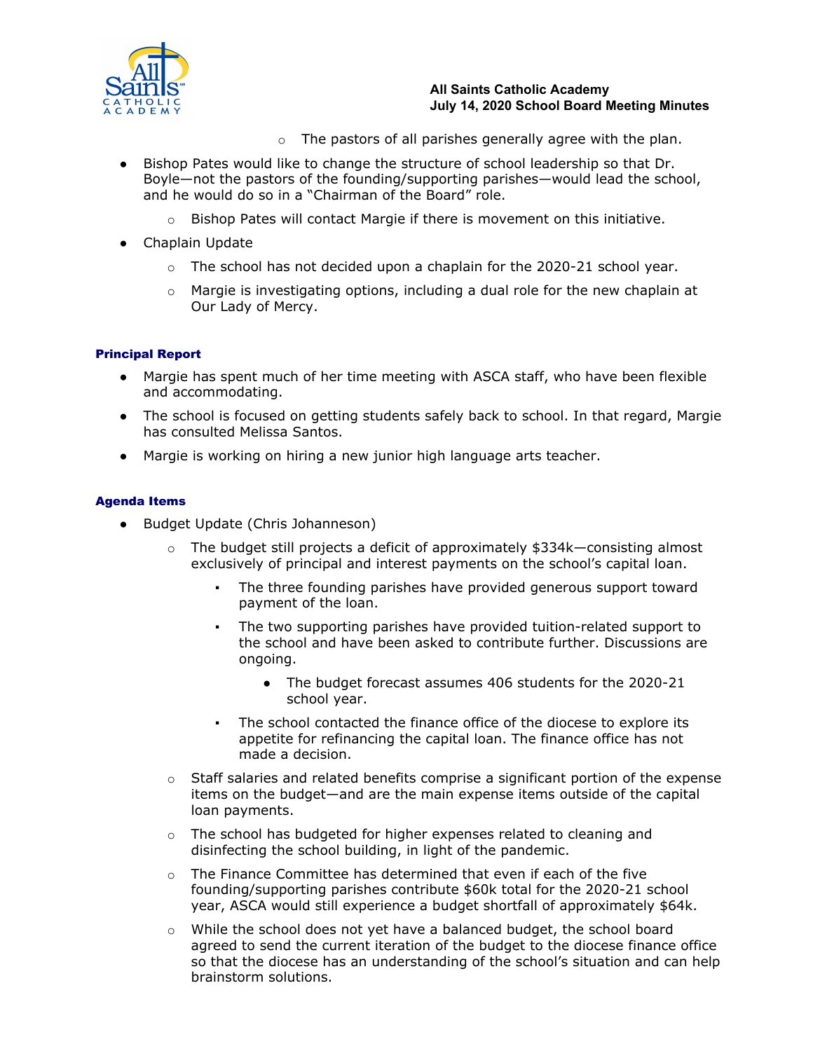- The pastors of all parishes generally agree with the plan.
- Bishop Pates would like to change the structure of school leadership so that Dr. Boyle—not the pastors of the founding/supporting parishes—would lead the school, and he would do so in a "Chairman of the Board" role.
    - Bishop Pates will contact Margie if there is movement on this initiative.
- Chaplain Update
    - The school has not decided upon a chaplain for the 2020-21 school year.
    - Margie is investigating options, including a dual role for the new chaplain at Our Lady of Mercy.

### Principal Report

- Margie has spent much of her time meeting with ASCA staff, who have been flexible and accommodating.
- The school is focused on getting students safely back to school. In that regard, Margie has consulted Melissa Santos.
- Margie is working on hiring a new junior high language arts teacher.

### Agenda Items

- Budget Update (Chris Johanneson)
    - The budget still projects a deficit of approximately $334k—consisting almost exclusively of principal and interest payments on the school's capital loan.
        - The three founding parishes have provided generous support toward payment of the loan.
        - The two supporting parishes have provided tuition-related support to the school and have been asked to contribute further. Discussions are ongoing.
            - The budget forecast assumes 406 students for the 2020-21 school year.
        - The school contacted the finance office of the diocese to explore its appetite for refinancing the capital loan. The finance office has not made a decision.
    - Staff salaries and related benefits comprise a significant portion of the expense items on the budget—and are the main expense items outside of the capital loan payments.
    - The school has budgeted for higher expenses related to cleaning and disinfecting the school building, in light of the pandemic.
    - The Finance Committee has determined that even if each of the five founding/supporting parishes contribute $60k total for the 2020-21 school year, ASCA would still experience a budget shortfall of approximately $64k.
    - While the school does not yet have a balanced budget, the school board agreed to send the current iteration of the budget to the diocese finance office so that the diocese has an understanding of the school's situation and can help brainstorm solutions.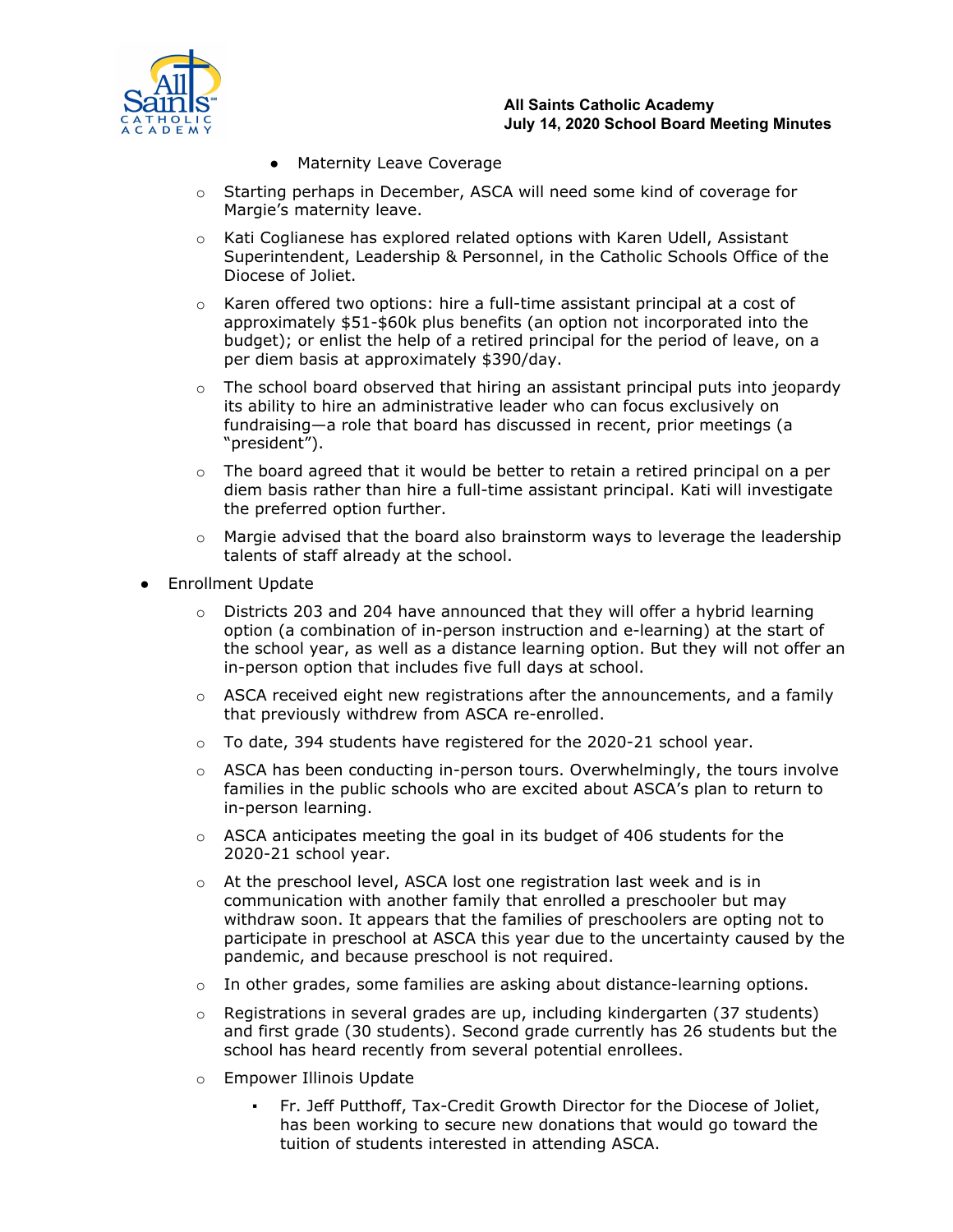- Maternity Leave Coverage

    - Starting perhaps in December, ASCA will need some kind of coverage for Margie's maternity leave.
    - Kati Coglianese has explored related options with Karen Udell, Assistant Superintendent, Leadership & Personnel, in the Catholic Schools Office of the Diocese of Joliet.
    - Karen offered two options: hire a full-time assistant principal at a cost of approximately $51-$60k plus benefits (an option not incorporated into the budget); or enlist the help of a retired principal for the period of leave, on a per diem basis at approximately $390/day.
    - The school board observed that hiring an assistant principal puts into jeopardy its ability to hire an administrative leader who can focus exclusively on fundraising—a role that board has discussed in recent, prior meetings (a "president").
    - The board agreed that it would be better to retain a retired principal on a per diem basis rather than hire a full-time assistant principal. Kati will investigate the preferred option further.
    - Margie advised that the board also brainstorm ways to leverage the leadership talents of staff already at the school.

- Enrollment Update
    - Districts 203 and 204 have announced that they will offer a hybrid learning option (a combination of in-person instruction and e-learning) at the start of the school year, as well as a distance learning option. But they will not offer an in-person option that includes five full days at school.
    - ASCA received eight new registrations after the announcements, and a family that previously withdrew from ASCA re-enrolled.
    - To date, 394 students have registered for the 2020-21 school year.
    - ASCA has been conducting in-person tours. Overwhelmingly, the tours involve families in the public schools who are excited about ASCA's plan to return to in-person learning.
    - ASCA anticipates meeting the goal in its budget of 406 students for the 2020-21 school year.
    - At the preschool level, ASCA lost one registration last week and is in communication with another family that enrolled a preschooler but may withdraw soon. It appears that the families of preschoolers are opting not to participate in preschool at ASCA this year due to the uncertainty caused by the pandemic, and because preschool is not required.
    - In other grades, some families are asking about distance-learning options.
    - Registrations in several grades are up, including kindergarten (37 students) and first grade (30 students). Second grade currently has 26 students but the school has heard recently from several potential enrollees.
    - Empower Illinois Update
        - Fr. Jeff Putthoff, Tax-Credit Growth Director for the Diocese of Joliet, has been working to secure new donations that would go toward the tuition of students interested in attending ASCA.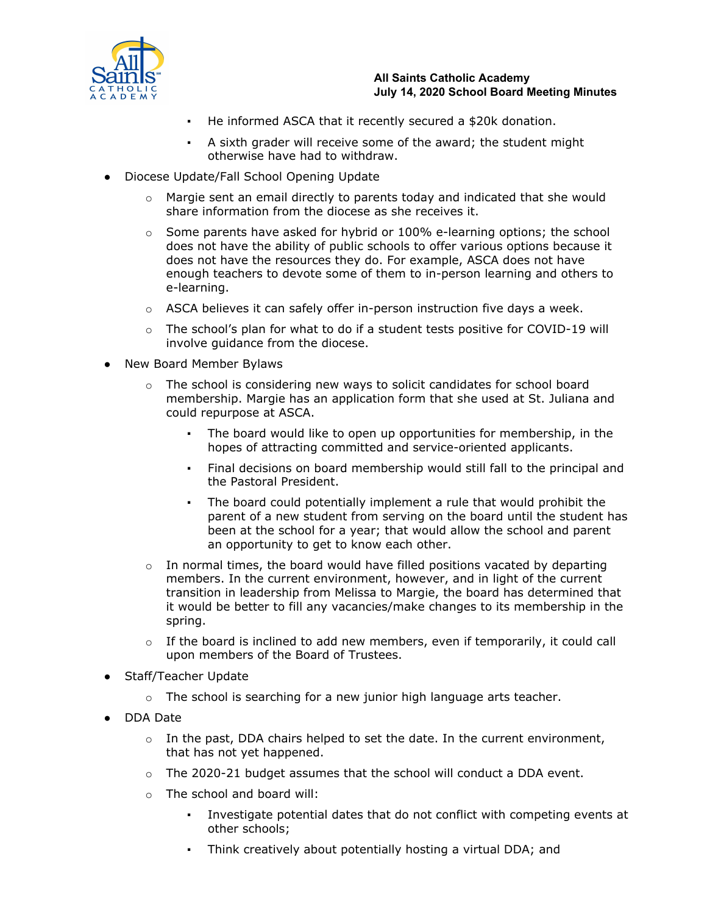- He informed ASCA that it recently secured a $20k donation.
        - A sixth grader will receive some of the award; the student might otherwise have had to withdraw.

- Diocese Update/Fall School Opening Update
    - Margie sent an email directly to parents today and indicated that she would share information from the diocese as she receives it.
    - Some parents have asked for hybrid or 100% e-learning options; the school does not have the ability of public schools to offer various options because it does not have the resources they do. For example, ASCA does not have enough teachers to devote some of them to in-person learning and others to e-learning.
    - ASCA believes it can safely offer in-person instruction five days a week.
    - The school's plan for what to do if a student tests positive for COVID-19 will involve guidance from the diocese.
- New Board Member Bylaws
    - The school is considering new ways to solicit candidates for school board membership. Margie has an application form that she used at St. Juliana and could repurpose at ASCA.
        - The board would like to open up opportunities for membership, in the hopes of attracting committed and service-oriented applicants.
        - Final decisions on board membership would still fall to the principal and the Pastoral President.
        - The board could potentially implement a rule that would prohibit the parent of a new student from serving on the board until the student has been at the school for a year; that would allow the school and parent an opportunity to get to know each other.
    - In normal times, the board would have filled positions vacated by departing members. In the current environment, however, and in light of the current transition in leadership from Melissa to Margie, the board has determined that it would be better to fill any vacancies/make changes to its membership in the spring.
    - If the board is inclined to add new members, even if temporarily, it could call upon members of the Board of Trustees.
- Staff/Teacher Update
    - The school is searching for a new junior high language arts teacher.
- DDA Date
    - In the past, DDA chairs helped to set the date. In the current environment, that has not yet happened.
    - The 2020-21 budget assumes that the school will conduct a DDA event.
    - The school and board will:
        - Investigate potential dates that do not conflict with competing events at other schools;
        - Think creatively about potentially hosting a virtual DDA; and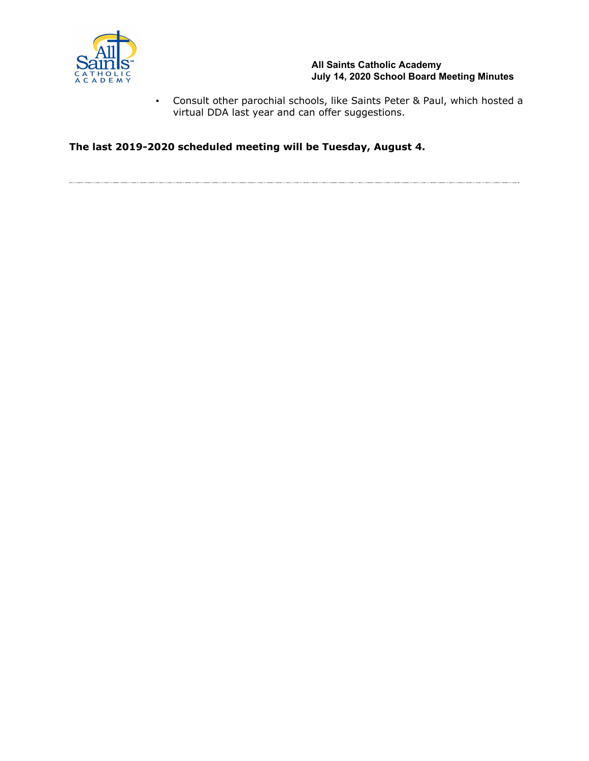- Consult other parochial schools, like Saints Peter & Paul, which hosted a virtual DDA last year and can offer suggestions.

**The last 2019-2020 scheduled meeting will be Tuesday, August 4.**

---